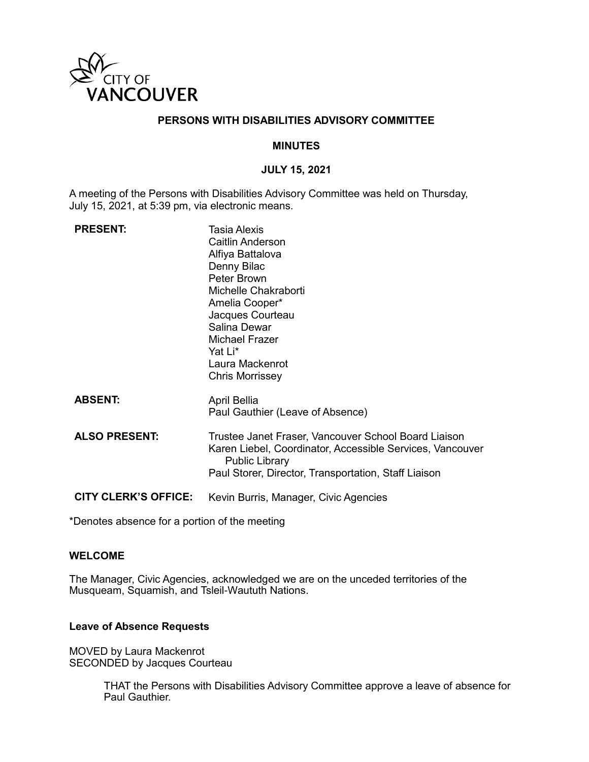# PERSONS WITH DISABILITIES ADVISORY COMMITTEE

## MINUTES

## JULY 15, 2021

A meeting of the Persons with Disabilities Advisory Committee was held on Thursday, July 15, 2021, at 5:39 pm, via electronic means.

**PRESENT:**
Tasia Alexis
Caitlin Anderson
Alfiya Battalova
Denny Bilac
Peter Brown
Michelle Chakraborti
Amelia Cooper*
Jacques Courteau
Salina Dewar
Michael Frazer
Yat Li*
Laura Mackenrot
Chris Morrissey

**ABSENT:**
April Bellia
Paul Gauthier (Leave of Absence)

**ALSO PRESENT:**
Trustee Janet Fraser, Vancouver School Board Liaison
Karen Liebel, Coordinator, Accessible Services, Vancouver Public Library
Paul Storer, Director, Transportation, Staff Liaison

**CITY CLERK'S OFFICE:**
Kevin Burris, Manager, Civic Agencies

*Denotes absence for a portion of the meeting

### WELCOME

The Manager, Civic Agencies, acknowledged we are on the unceded territories of the Musqueam, Squamish, and Tsleil-Waututh Nations.

### Leave of Absence Requests

MOVED by Laura Mackenrot
SECONDED by Jacques Courteau

> THAT the Persons with Disabilities Advisory Committee approve a leave of absence for Paul Gauthier.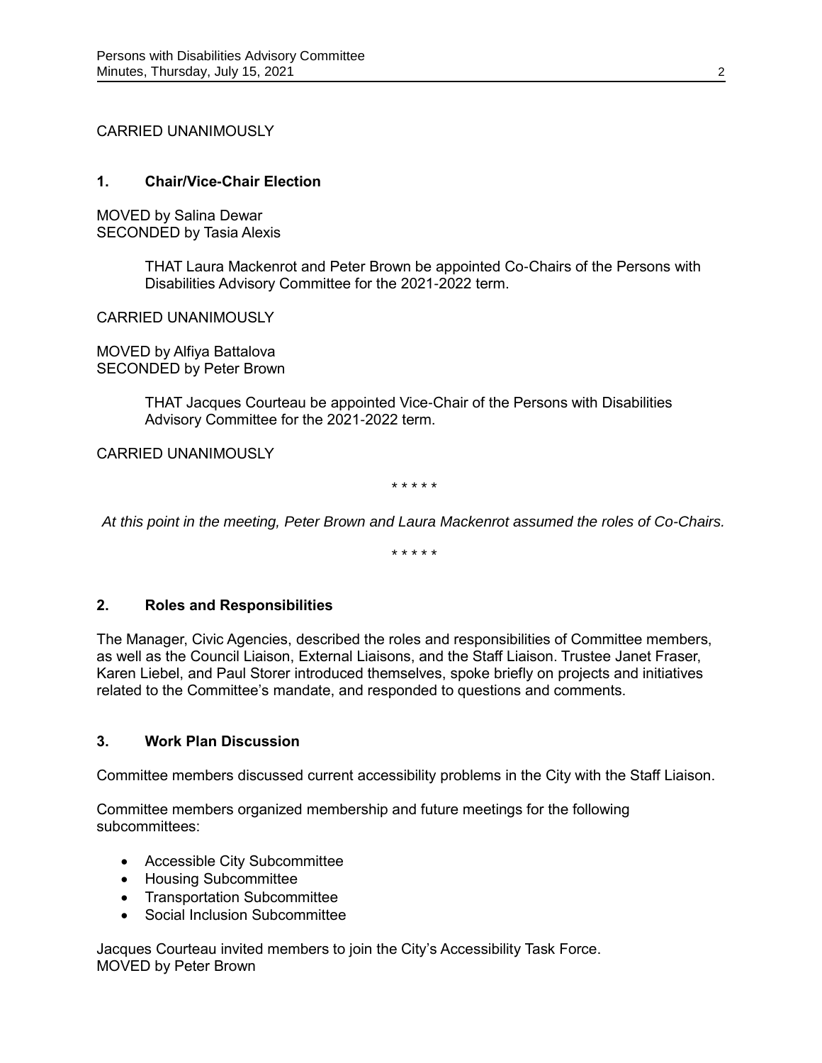CARRIED UNANIMOUSLY

## 1. Chair/Vice-Chair Election

MOVED by Salina Dewar
SECONDED by Tasia Alexis

> THAT Laura Mackenrot and Peter Brown be appointed Co-Chairs of the Persons with Disabilities Advisory Committee for the 2021-2022 term.

CARRIED UNANIMOUSLY

MOVED by Alfiya Battalova
SECONDED by Peter Brown

> THAT Jacques Courteau be appointed Vice-Chair of the Persons with Disabilities Advisory Committee for the 2021-2022 term.

CARRIED UNANIMOUSLY

\* \* \* \* \*

*At this point in the meeting, Peter Brown and Laura Mackenrot assumed the roles of Co-Chairs.*

\* \* \* \* \*

## 2. Roles and Responsibilities

The Manager, Civic Agencies, described the roles and responsibilities of Committee members, as well as the Council Liaison, External Liaisons, and the Staff Liaison. Trustee Janet Fraser, Karen Liebel, and Paul Storer introduced themselves, spoke briefly on projects and initiatives related to the Committee's mandate, and responded to questions and comments.

## 3. Work Plan Discussion

Committee members discussed current accessibility problems in the City with the Staff Liaison.

Committee members organized membership and future meetings for the following subcommittees:

- Accessible City Subcommittee
- Housing Subcommittee
- Transportation Subcommittee
- Social Inclusion Subcommittee

Jacques Courteau invited members to join the City's Accessibility Task Force.
MOVED by Peter Brown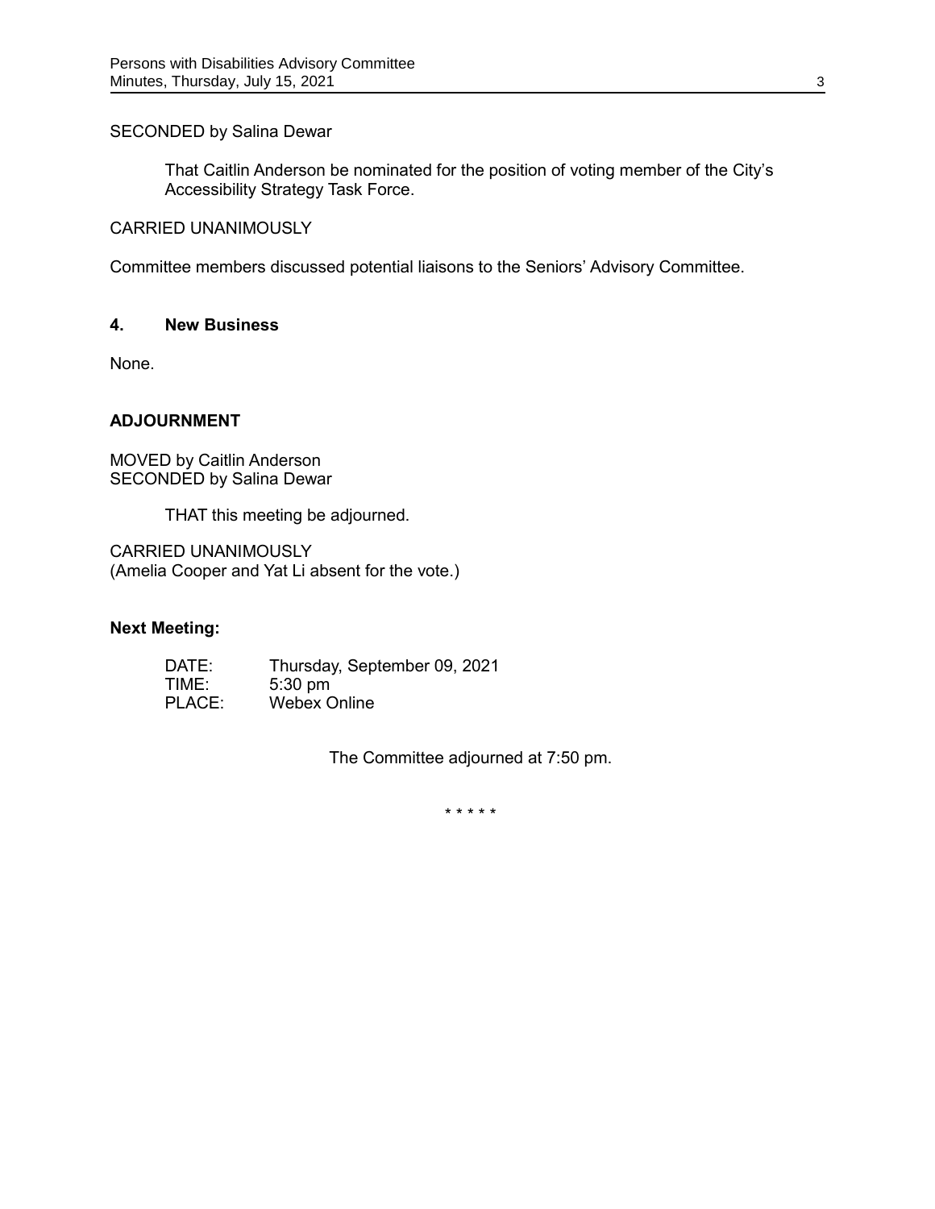SECONDED by Salina Dewar

> That Caitlin Anderson be nominated for the position of voting member of the City's Accessibility Strategy Task Force.

CARRIED UNANIMOUSLY

Committee members discussed potential liaisons to the Seniors' Advisory Committee.

## 4. New Business

None.

## ADJOURNMENT

MOVED by Caitlin Anderson
SECONDED by Salina Dewar

> THAT this meeting be adjourned.

CARRIED UNANIMOUSLY
(Amelia Cooper and Yat Li absent for the vote.)

**Next Meeting:**

| | |
|---|---|
| DATE: | Thursday, September 09, 2021 |
| TIME: | 5:30 pm |
| PLACE: | Webex Online |

The Committee adjourned at 7:50 pm.

\* \* \* \* \*